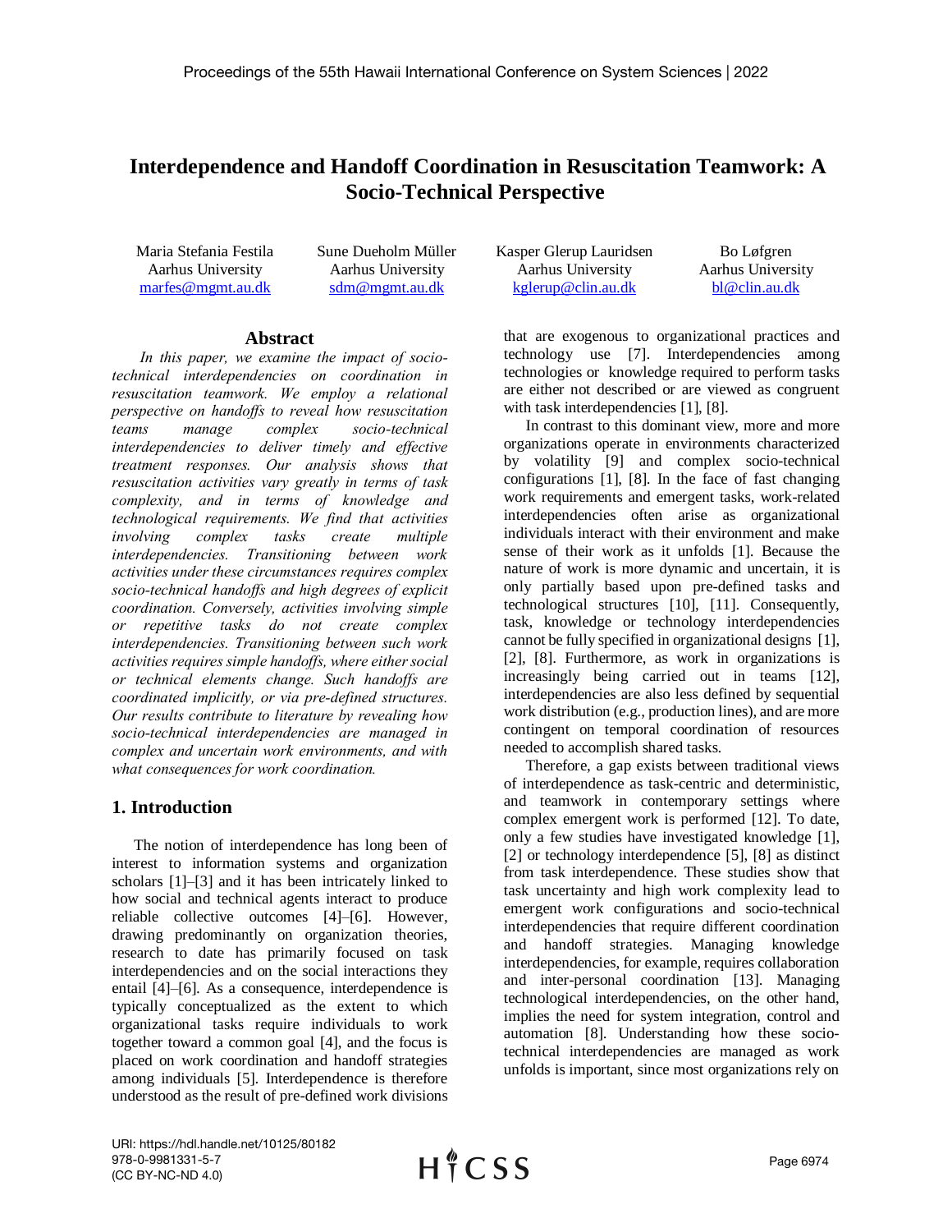# Interdependence and Handoff Coordination in Resuscitation Teamwork: A Socio-Technical Perspective

Maria Stefania Festila
Aarhus University
marfes@mgmt.au.dk

Sune Dueholm Müller
Aarhus University
sdm@mgmt.au.dk

Kasper Glerup Lauridsen
Aarhus University
kglerup@clin.au.dk

Bo Løfgren
Aarhus University
bl@clin.au.dk

## Abstract

*In this paper, we examine the impact of socio-technical interdependencies on coordination in resuscitation teamwork. We employ a relational perspective on handoffs to reveal how resuscitation teams manage complex socio-technical interdependencies to deliver timely and effective treatment responses. Our analysis shows that resuscitation activities vary greatly in terms of task complexity, and in terms of knowledge and technological requirements. We find that activities involving complex tasks create multiple interdependencies. Transitioning between work activities under these circumstances requires complex socio-technical handoffs and high degrees of explicit coordination. Conversely, activities involving simple or repetitive tasks do not create complex interdependencies. Transitioning between such work activities requires simple handoffs, where either social or technical elements change. Such handoffs are coordinated implicitly, or via pre-defined structures. Our results contribute to literature by revealing how socio-technical interdependencies are managed in complex and uncertain work environments, and with what consequences for work coordination.*

## 1. Introduction

The notion of interdependence has long been of interest to information systems and organization scholars [1]–[3] and it has been intricately linked to how social and technical agents interact to produce reliable collective outcomes [4]–[6]. However, drawing predominantly on organization theories, research to date has primarily focused on task interdependencies and on the social interactions they entail [4]–[6]. As a consequence, interdependence is typically conceptualized as the extent to which organizational tasks require individuals to work together toward a common goal [4], and the focus is placed on work coordination and handoff strategies among individuals [5]. Interdependence is therefore understood as the result of pre-defined work divisions that are exogenous to organizational practices and technology use [7]. Interdependencies among technologies or knowledge required to perform tasks are either not described or are viewed as congruent with task interdependencies [1], [8].

In contrast to this dominant view, more and more organizations operate in environments characterized by volatility [9] and complex socio-technical configurations [1], [8]. In the face of fast changing work requirements and emergent tasks, work-related interdependencies often arise as organizational individuals interact with their environment and make sense of their work as it unfolds [1]. Because the nature of work is more dynamic and uncertain, it is only partially based upon pre-defined tasks and technological structures [10], [11]. Consequently, task, knowledge or technology interdependencies cannot be fully specified in organizational designs [1], [2], [8]. Furthermore, as work in organizations is increasingly being carried out in teams [12], interdependencies are also less defined by sequential work distribution (e.g., production lines), and are more contingent on temporal coordination of resources needed to accomplish shared tasks.

Therefore, a gap exists between traditional views of interdependence as task-centric and deterministic, and teamwork in contemporary settings where complex emergent work is performed [12]. To date, only a few studies have investigated knowledge [1], [2] or technology interdependence [5], [8] as distinct from task interdependence. These studies show that task uncertainty and high work complexity lead to emergent work configurations and socio-technical interdependencies that require different coordination and handoff strategies. Managing knowledge interdependencies, for example, requires collaboration and inter-personal coordination [13]. Managing technological interdependencies, on the other hand, implies the need for system integration, control and automation [8]. Understanding how these socio-technical interdependencies are managed as work unfolds is important, since most organizations rely on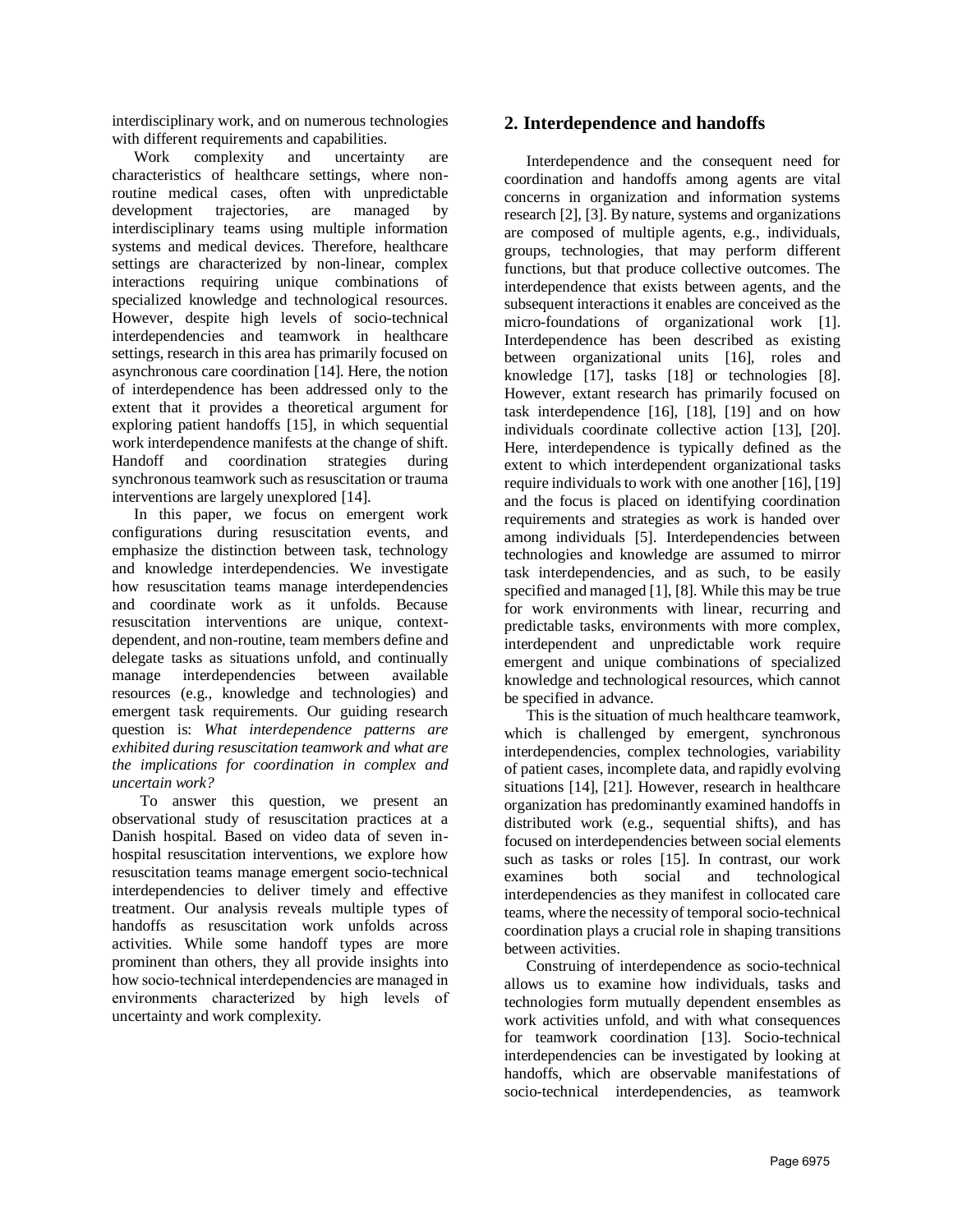interdisciplinary work, and on numerous technologies with different requirements and capabilities.

Work complexity and uncertainty are characteristics of healthcare settings, where non-routine medical cases, often with unpredictable development trajectories, are managed by interdisciplinary teams using multiple information systems and medical devices. Therefore, healthcare settings are characterized by non-linear, complex interactions requiring unique combinations of specialized knowledge and technological resources. However, despite high levels of socio-technical interdependencies and teamwork in healthcare settings, research in this area has primarily focused on asynchronous care coordination [14]. Here, the notion of interdependence has been addressed only to the extent that it provides a theoretical argument for exploring patient handoffs [15], in which sequential work interdependence manifests at the change of shift. Handoff and coordination strategies during synchronous teamwork such as resuscitation or trauma interventions are largely unexplored [14].

In this paper, we focus on emergent work configurations during resuscitation events, and emphasize the distinction between task, technology and knowledge interdependencies. We investigate how resuscitation teams manage interdependencies and coordinate work as it unfolds. Because resuscitation interventions are unique, context-dependent, and non-routine, team members define and delegate tasks as situations unfold, and continually manage interdependencies between available resources (e.g., knowledge and technologies) and emergent task requirements. Our guiding research question is: *What interdependence patterns are exhibited during resuscitation teamwork and what are the implications for coordination in complex and uncertain work?*

To answer this question, we present an observational study of resuscitation practices at a Danish hospital. Based on video data of seven in-hospital resuscitation interventions, we explore how resuscitation teams manage emergent socio-technical interdependencies to deliver timely and effective treatment. Our analysis reveals multiple types of handoffs as resuscitation work unfolds across activities. While some handoff types are more prominent than others, they all provide insights into how socio-technical interdependencies are managed in environments characterized by high levels of uncertainty and work complexity.

## 2. Interdependence and handoffs

Interdependence and the consequent need for coordination and handoffs among agents are vital concerns in organization and information systems research [2], [3]. By nature, systems and organizations are composed of multiple agents, e.g., individuals, groups, technologies, that may perform different functions, but that produce collective outcomes. The interdependence that exists between agents, and the subsequent interactions it enables are conceived as the micro-foundations of organizational work [1]. Interdependence has been described as existing between organizational units [16], roles and knowledge [17], tasks [18] or technologies [8]. However, extant research has primarily focused on task interdependence [16], [18], [19] and on how individuals coordinate collective action [13], [20]. Here, interdependence is typically defined as the extent to which interdependent organizational tasks require individuals to work with one another [16], [19] and the focus is placed on identifying coordination requirements and strategies as work is handed over among individuals [5]. Interdependencies between technologies and knowledge are assumed to mirror task interdependencies, and as such, to be easily specified and managed [1], [8]. While this may be true for work environments with linear, recurring and predictable tasks, environments with more complex, interdependent and unpredictable work require emergent and unique combinations of specialized knowledge and technological resources, which cannot be specified in advance.

This is the situation of much healthcare teamwork, which is challenged by emergent, synchronous interdependencies, complex technologies, variability of patient cases, incomplete data, and rapidly evolving situations [14], [21]. However, research in healthcare organization has predominantly examined handoffs in distributed work (e.g., sequential shifts), and has focused on interdependencies between social elements such as tasks or roles [15]. In contrast, our work examines both social and technological interdependencies as they manifest in collocated care teams, where the necessity of temporal socio-technical coordination plays a crucial role in shaping transitions between activities.

Construing of interdependence as socio-technical allows us to examine how individuals, tasks and technologies form mutually dependent ensembles as work activities unfold, and with what consequences for teamwork coordination [13]. Socio-technical interdependencies can be investigated by looking at handoffs, which are observable manifestations of socio-technical interdependencies, as teamwork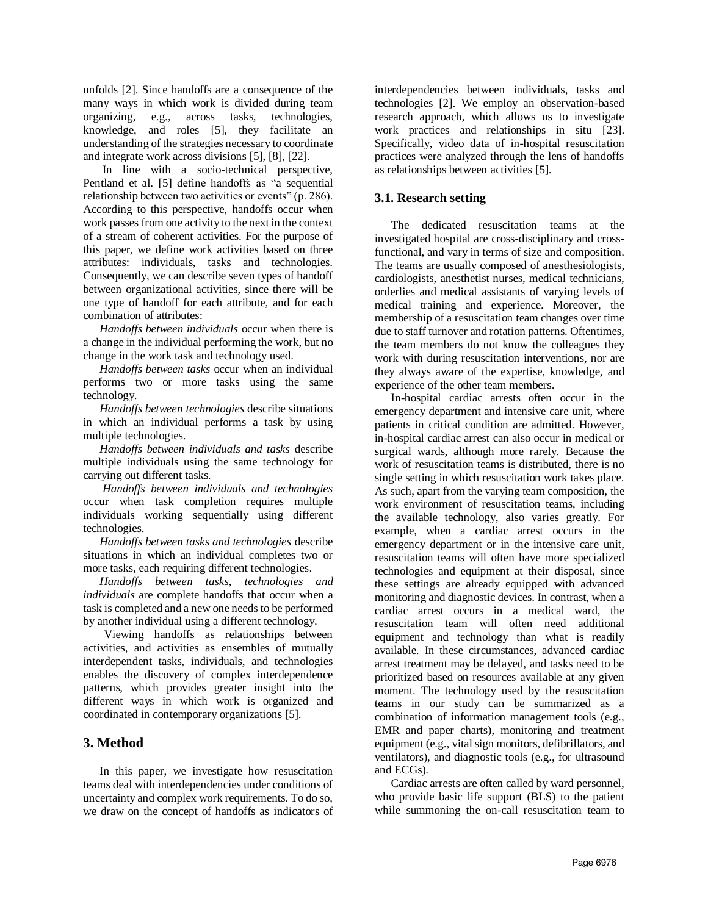unfolds [2]. Since handoffs are a consequence of the many ways in which work is divided during team organizing, e.g., across tasks, technologies, knowledge, and roles [5], they facilitate an understanding of the strategies necessary to coordinate and integrate work across divisions [5], [8], [22].

In line with a socio-technical perspective, Pentland et al. [5] define handoffs as "a sequential relationship between two activities or events" (p. 286). According to this perspective, handoffs occur when work passes from one activity to the next in the context of a stream of coherent activities. For the purpose of this paper, we define work activities based on three attributes: individuals, tasks and technologies. Consequently, we can describe seven types of handoff between organizational activities, since there will be one type of handoff for each attribute, and for each combination of attributes:

*Handoffs between individuals* occur when there is a change in the individual performing the work, but no change in the work task and technology used.

*Handoffs between tasks* occur when an individual performs two or more tasks using the same technology.

*Handoffs between technologies* describe situations in which an individual performs a task by using multiple technologies.

*Handoffs between individuals and tasks* describe multiple individuals using the same technology for carrying out different tasks.

*Handoffs between individuals and technologies* occur when task completion requires multiple individuals working sequentially using different technologies.

*Handoffs between tasks and technologies* describe situations in which an individual completes two or more tasks, each requiring different technologies.

*Handoffs between tasks, technologies and individuals* are complete handoffs that occur when a task is completed and a new one needs to be performed by another individual using a different technology.

Viewing handoffs as relationships between activities, and activities as ensembles of mutually interdependent tasks, individuals, and technologies enables the discovery of complex interdependence patterns, which provides greater insight into the different ways in which work is organized and coordinated in contemporary organizations [5].

## 3. Method

In this paper, we investigate how resuscitation teams deal with interdependencies under conditions of uncertainty and complex work requirements. To do so, we draw on the concept of handoffs as indicators of interdependencies between individuals, tasks and technologies [2]. We employ an observation-based research approach, which allows us to investigate work practices and relationships in situ [23]. Specifically, video data of in-hospital resuscitation practices were analyzed through the lens of handoffs as relationships between activities [5].

### 3.1. Research setting

The dedicated resuscitation teams at the investigated hospital are cross-disciplinary and cross-functional, and vary in terms of size and composition. The teams are usually composed of anesthesiologists, cardiologists, anesthetist nurses, medical technicians, orderlies and medical assistants of varying levels of medical training and experience. Moreover, the membership of a resuscitation team changes over time due to staff turnover and rotation patterns. Oftentimes, the team members do not know the colleagues they work with during resuscitation interventions, nor are they always aware of the expertise, knowledge, and experience of the other team members.

In-hospital cardiac arrests often occur in the emergency department and intensive care unit, where patients in critical condition are admitted. However, in-hospital cardiac arrest can also occur in medical or surgical wards, although more rarely. Because the work of resuscitation teams is distributed, there is no single setting in which resuscitation work takes place. As such, apart from the varying team composition, the work environment of resuscitation teams, including the available technology, also varies greatly. For example, when a cardiac arrest occurs in the emergency department or in the intensive care unit, resuscitation teams will often have more specialized technologies and equipment at their disposal, since these settings are already equipped with advanced monitoring and diagnostic devices. In contrast, when a cardiac arrest occurs in a medical ward, the resuscitation team will often need additional equipment and technology than what is readily available. In these circumstances, advanced cardiac arrest treatment may be delayed, and tasks need to be prioritized based on resources available at any given moment. The technology used by the resuscitation teams in our study can be summarized as a combination of information management tools (e.g., EMR and paper charts), monitoring and treatment equipment (e.g., vital sign monitors, defibrillators, and ventilators), and diagnostic tools (e.g., for ultrasound and ECGs).

Cardiac arrests are often called by ward personnel, who provide basic life support (BLS) to the patient while summoning the on-call resuscitation team to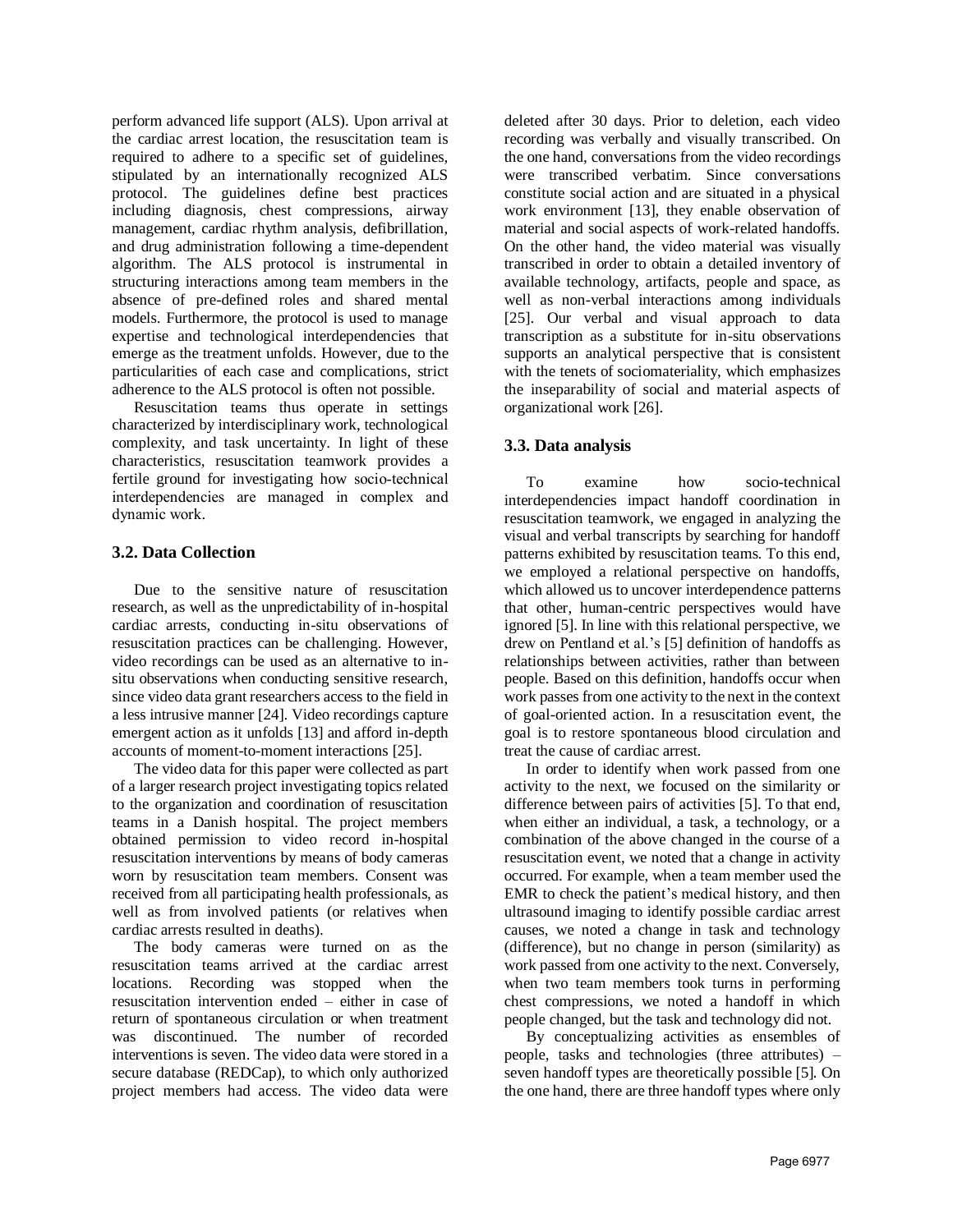perform advanced life support (ALS). Upon arrival at the cardiac arrest location, the resuscitation team is required to adhere to a specific set of guidelines, stipulated by an internationally recognized ALS protocol. The guidelines define best practices including diagnosis, chest compressions, airway management, cardiac rhythm analysis, defibrillation, and drug administration following a time-dependent algorithm. The ALS protocol is instrumental in structuring interactions among team members in the absence of pre-defined roles and shared mental models. Furthermore, the protocol is used to manage expertise and technological interdependencies that emerge as the treatment unfolds. However, due to the particularities of each case and complications, strict adherence to the ALS protocol is often not possible.

Resuscitation teams thus operate in settings characterized by interdisciplinary work, technological complexity, and task uncertainty. In light of these characteristics, resuscitation teamwork provides a fertile ground for investigating how socio-technical interdependencies are managed in complex and dynamic work.

### 3.2. Data Collection

Due to the sensitive nature of resuscitation research, as well as the unpredictability of in-hospital cardiac arrests, conducting in-situ observations of resuscitation practices can be challenging. However, video recordings can be used as an alternative to in-situ observations when conducting sensitive research, since video data grant researchers access to the field in a less intrusive manner [24]. Video recordings capture emergent action as it unfolds [13] and afford in-depth accounts of moment-to-moment interactions [25].

The video data for this paper were collected as part of a larger research project investigating topics related to the organization and coordination of resuscitation teams in a Danish hospital. The project members obtained permission to video record in-hospital resuscitation interventions by means of body cameras worn by resuscitation team members. Consent was received from all participating health professionals, as well as from involved patients (or relatives when cardiac arrests resulted in deaths).

The body cameras were turned on as the resuscitation teams arrived at the cardiac arrest locations. Recording was stopped when the resuscitation intervention ended – either in case of return of spontaneous circulation or when treatment was discontinued. The number of recorded interventions is seven. The video data were stored in a secure database (REDCap), to which only authorized project members had access. The video data were deleted after 30 days. Prior to deletion, each video recording was verbally and visually transcribed. On the one hand, conversations from the video recordings were transcribed verbatim. Since conversations constitute social action and are situated in a physical work environment [13], they enable observation of material and social aspects of work-related handoffs. On the other hand, the video material was visually transcribed in order to obtain a detailed inventory of available technology, artifacts, people and space, as well as non-verbal interactions among individuals [25]. Our verbal and visual approach to data transcription as a substitute for in-situ observations supports an analytical perspective that is consistent with the tenets of sociomateriality, which emphasizes the inseparability of social and material aspects of organizational work [26].

### 3.3. Data analysis

To examine how socio-technical interdependencies impact handoff coordination in resuscitation teamwork, we engaged in analyzing the visual and verbal transcripts by searching for handoff patterns exhibited by resuscitation teams. To this end, we employed a relational perspective on handoffs, which allowed us to uncover interdependence patterns that other, human-centric perspectives would have ignored [5]. In line with this relational perspective, we drew on Pentland et al.'s [5] definition of handoffs as relationships between activities, rather than between people. Based on this definition, handoffs occur when work passes from one activity to the next in the context of goal-oriented action. In a resuscitation event, the goal is to restore spontaneous blood circulation and treat the cause of cardiac arrest.

In order to identify when work passed from one activity to the next, we focused on the similarity or difference between pairs of activities [5]. To that end, when either an individual, a task, a technology, or a combination of the above changed in the course of a resuscitation event, we noted that a change in activity occurred. For example, when a team member used the EMR to check the patient's medical history, and then ultrasound imaging to identify possible cardiac arrest causes, we noted a change in task and technology (difference), but no change in person (similarity) as work passed from one activity to the next. Conversely, when two team members took turns in performing chest compressions, we noted a handoff in which people changed, but the task and technology did not.

By conceptualizing activities as ensembles of people, tasks and technologies (three attributes) – seven handoff types are theoretically possible [5]. On the one hand, there are three handoff types where only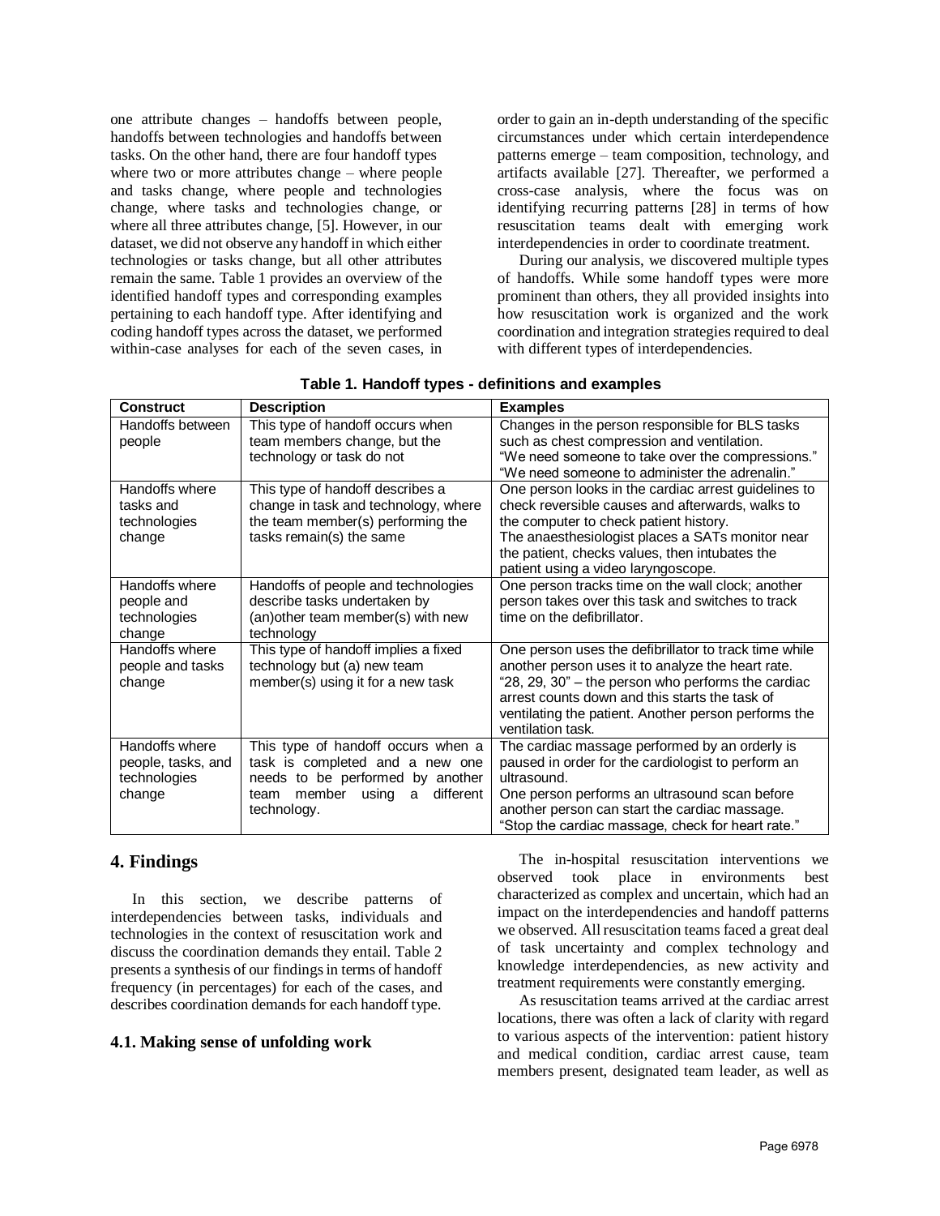one attribute changes – handoffs between people, handoffs between technologies and handoffs between tasks. On the other hand, there are four handoff types where two or more attributes change – where people and tasks change, where people and technologies change, where tasks and technologies change, or where all three attributes change, [5]. However, in our dataset, we did not observe any handoff in which either technologies or tasks change, but all other attributes remain the same. Table 1 provides an overview of the identified handoff types and corresponding examples pertaining to each handoff type. After identifying and coding handoff types across the dataset, we performed within-case analyses for each of the seven cases, in order to gain an in-depth understanding of the specific circumstances under which certain interdependence patterns emerge – team composition, technology, and artifacts available [27]. Thereafter, we performed a cross-case analysis, where the focus was on identifying recurring patterns [28] in terms of how resuscitation teams dealt with emerging work interdependencies in order to coordinate treatment.

During our analysis, we discovered multiple types of handoffs. While some handoff types were more prominent than others, they all provided insights into how resuscitation work is organized and the work coordination and integration strategies required to deal with different types of interdependencies.

**Table 1. Handoff types - definitions and examples**

| Construct | Description | Examples |
|---|---|---|
| Handoffs between people | This type of handoff occurs when team members change, but the technology or task do not | Changes in the person responsible for BLS tasks such as chest compression and ventilation. "We need someone to take over the compressions." "We need someone to administer the adrenalin." |
| Handoffs where tasks and technologies change | This type of handoff describes a change in task and technology, where the team member(s) performing the tasks remain(s) the same | One person looks in the cardiac arrest guidelines to check reversible causes and afterwards, walks to the computer to check patient history. The anaesthesiologist places a SATs monitor near the patient, checks values, then intubates the patient using a video laryngoscope. |
| Handoffs where people and technologies change | Handoffs of people and technologies describe tasks undertaken by (an)other team member(s) with new technology | One person tracks time on the wall clock; another person takes over this task and switches to track time on the defibrillator. |
| Handoffs where people and tasks change | This type of handoff implies a fixed technology but (a) new team member(s) using it for a new task | One person uses the defibrillator to track time while another person uses it to analyze the heart rate. "28, 29, 30" – the person who performs the cardiac arrest counts down and this starts the task of ventilating the patient. Another person performs the ventilation task. |
| Handoffs where people, tasks, and technologies change | This type of handoff occurs when a task is completed and a new one needs to be performed by another team member using a different technology. | The cardiac massage performed by an orderly is paused in order for the cardiologist to perform an ultrasound. One person performs an ultrasound scan before another person can start the cardiac massage. "Stop the cardiac massage, check for heart rate." |

## 4. Findings

In this section, we describe patterns of interdependencies between tasks, individuals and technologies in the context of resuscitation work and discuss the coordination demands they entail. Table 2 presents a synthesis of our findings in terms of handoff frequency (in percentages) for each of the cases, and describes coordination demands for each handoff type.

### 4.1. Making sense of unfolding work

The in-hospital resuscitation interventions we observed took place in environments best characterized as complex and uncertain, which had an impact on the interdependencies and handoff patterns we observed. All resuscitation teams faced a great deal of task uncertainty and complex technology and knowledge interdependencies, as new activity and treatment requirements were constantly emerging.

As resuscitation teams arrived at the cardiac arrest locations, there was often a lack of clarity with regard to various aspects of the intervention: patient history and medical condition, cardiac arrest cause, team members present, designated team leader, as well as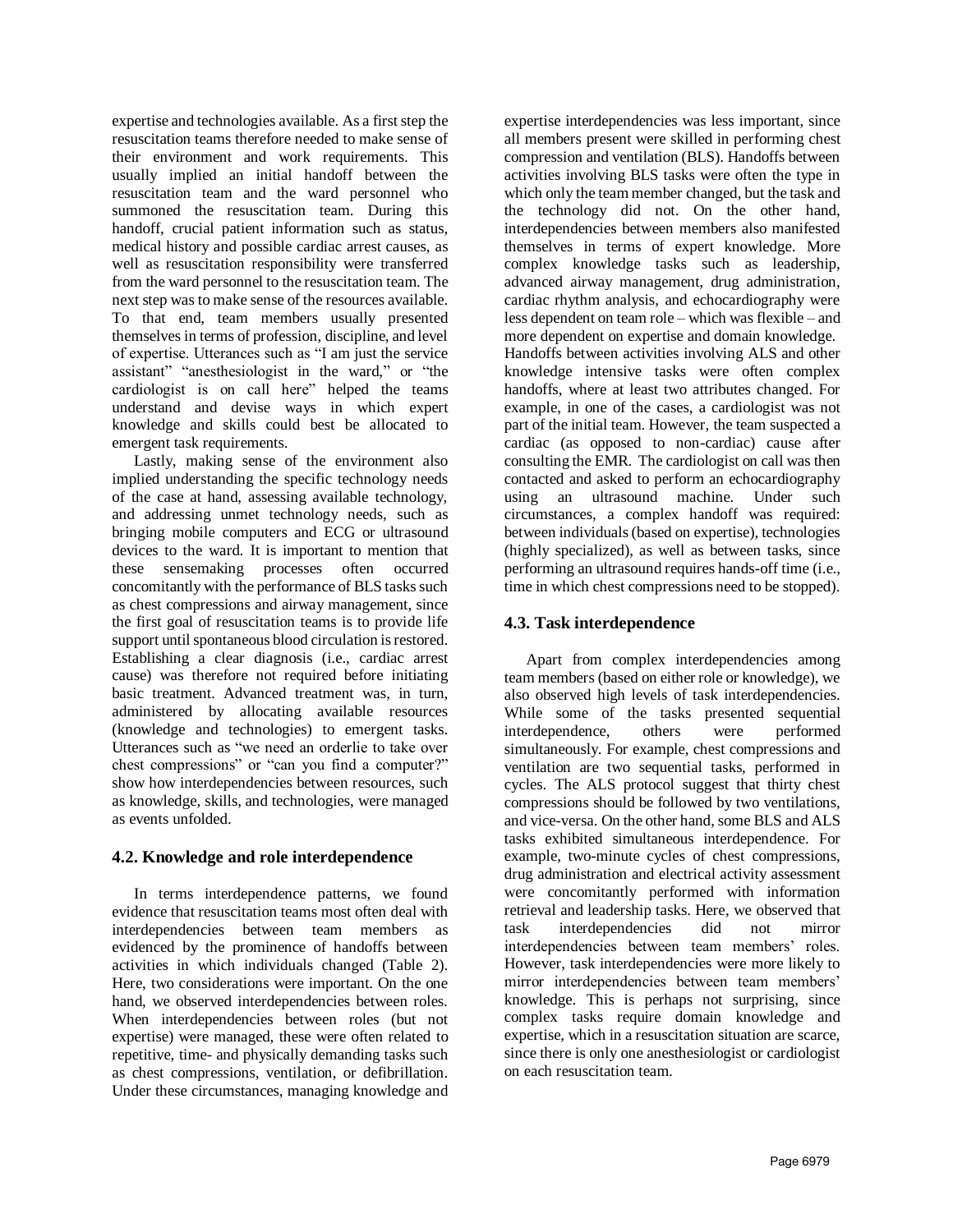expertise and technologies available. As a first step the resuscitation teams therefore needed to make sense of their environment and work requirements. This usually implied an initial handoff between the resuscitation team and the ward personnel who summoned the resuscitation team. During this handoff, crucial patient information such as status, medical history and possible cardiac arrest causes, as well as resuscitation responsibility were transferred from the ward personnel to the resuscitation team. The next step was to make sense of the resources available. To that end, team members usually presented themselves in terms of profession, discipline, and level of expertise. Utterances such as "I am just the service assistant" "anesthesiologist in the ward," or "the cardiologist is on call here" helped the teams understand and devise ways in which expert knowledge and skills could best be allocated to emergent task requirements.

Lastly, making sense of the environment also implied understanding the specific technology needs of the case at hand, assessing available technology, and addressing unmet technology needs, such as bringing mobile computers and ECG or ultrasound devices to the ward. It is important to mention that these sensemaking processes often occurred concomitantly with the performance of BLS tasks such as chest compressions and airway management, since the first goal of resuscitation teams is to provide life support until spontaneous blood circulation is restored. Establishing a clear diagnosis (i.e., cardiac arrest cause) was therefore not required before initiating basic treatment. Advanced treatment was, in turn, administered by allocating available resources (knowledge and technologies) to emergent tasks. Utterances such as "we need an orderlie to take over chest compressions" or "can you find a computer?" show how interdependencies between resources, such as knowledge, skills, and technologies, were managed as events unfolded.

## 4.2. Knowledge and role interdependence

In terms interdependence patterns, we found evidence that resuscitation teams most often deal with interdependencies between team members as evidenced by the prominence of handoffs between activities in which individuals changed (Table 2). Here, two considerations were important. On the one hand, we observed interdependencies between roles. When interdependencies between roles (but not expertise) were managed, these were often related to repetitive, time- and physically demanding tasks such as chest compressions, ventilation, or defibrillation. Under these circumstances, managing knowledge and expertise interdependencies was less important, since all members present were skilled in performing chest compression and ventilation (BLS). Handoffs between activities involving BLS tasks were often the type in which only the team member changed, but the task and the technology did not. On the other hand, interdependencies between members also manifested themselves in terms of expert knowledge. More complex knowledge tasks such as leadership, advanced airway management, drug administration, cardiac rhythm analysis, and echocardiography were less dependent on team role – which was flexible – and more dependent on expertise and domain knowledge. Handoffs between activities involving ALS and other knowledge intensive tasks were often complex handoffs, where at least two attributes changed. For example, in one of the cases, a cardiologist was not part of the initial team. However, the team suspected a cardiac (as opposed to non-cardiac) cause after consulting the EMR. The cardiologist on call was then contacted and asked to perform an echocardiography using an ultrasound machine. Under such circumstances, a complex handoff was required: between individuals (based on expertise), technologies (highly specialized), as well as between tasks, since performing an ultrasound requires hands-off time (i.e., time in which chest compressions need to be stopped).

## 4.3. Task interdependence

Apart from complex interdependencies among team members (based on either role or knowledge), we also observed high levels of task interdependencies. While some of the tasks presented sequential interdependence, others were performed simultaneously. For example, chest compressions and ventilation are two sequential tasks, performed in cycles. The ALS protocol suggest that thirty chest compressions should be followed by two ventilations, and vice-versa. On the other hand, some BLS and ALS tasks exhibited simultaneous interdependence. For example, two-minute cycles of chest compressions, drug administration and electrical activity assessment were concomitantly performed with information retrieval and leadership tasks. Here, we observed that task interdependencies did not mirror interdependencies between team members' roles. However, task interdependencies were more likely to mirror interdependencies between team members' knowledge. This is perhaps not surprising, since complex tasks require domain knowledge and expertise, which in a resuscitation situation are scarce, since there is only one anesthesiologist or cardiologist on each resuscitation team.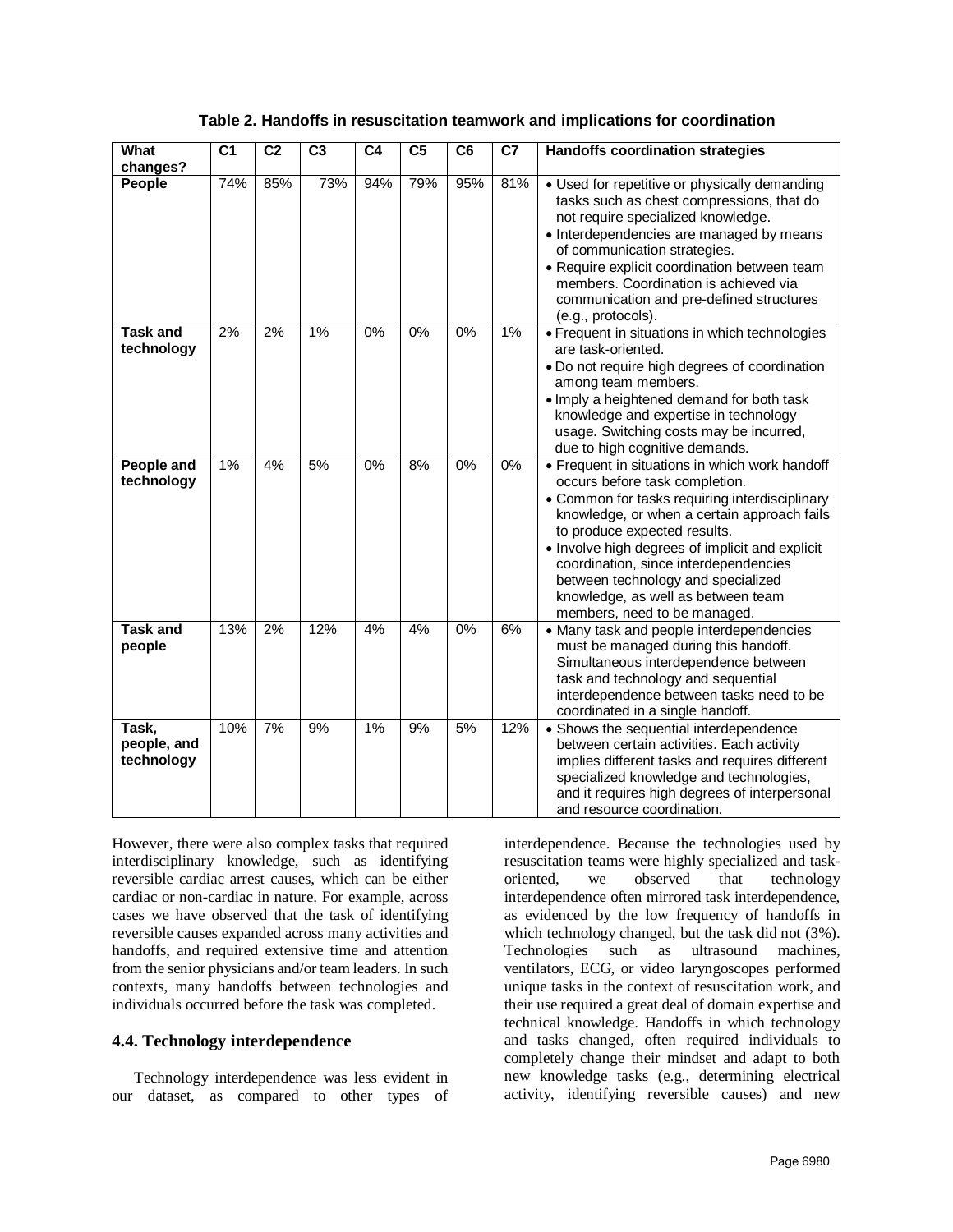**Table 2. Handoffs in resuscitation teamwork and implications for coordination**

| What changes? | C1 | C2 | C3 | C4 | C5 | C6 | C7 | Handoffs coordination strategies |
|---|---|---|---|---|---|---|---|---|
| **People** | 74% | 85% | 73% | 94% | 79% | 95% | 81% | • Used for repetitive or physically demanding tasks such as chest compressions, that do not require specialized knowledge.<br>• Interdependencies are managed by means of communication strategies.<br>• Require explicit coordination between team members. Coordination is achieved via communication and pre-defined structures (e.g., protocols). |
| **Task and technology** | 2% | 2% | 1% | 0% | 0% | 0% | 1% | • Frequent in situations in which technologies are task-oriented.<br>• Do not require high degrees of coordination among team members.<br>• Imply a heightened demand for both task knowledge and expertise in technology usage. Switching costs may be incurred, due to high cognitive demands. |
| **People and technology** | 1% | 4% | 5% | 0% | 8% | 0% | 0% | • Frequent in situations in which work handoff occurs before task completion.<br>• Common for tasks requiring interdisciplinary knowledge, or when a certain approach fails to produce expected results.<br>• Involve high degrees of implicit and explicit coordination, since interdependencies between technology and specialized knowledge, as well as between team members, need to be managed. |
| **Task and people** | 13% | 2% | 12% | 4% | 4% | 0% | 6% | • Many task and people interdependencies must be managed during this handoff. Simultaneous interdependence between task and technology and sequential interdependence between tasks need to be coordinated in a single handoff. |
| **Task, people, and technology** | 10% | 7% | 9% | 1% | 9% | 5% | 12% | • Shows the sequential interdependence between certain activities. Each activity implies different tasks and requires different specialized knowledge and technologies, and it requires high degrees of interpersonal and resource coordination. |

However, there were also complex tasks that required interdisciplinary knowledge, such as identifying reversible cardiac arrest causes, which can be either cardiac or non-cardiac in nature. For example, across cases we have observed that the task of identifying reversible causes expanded across many activities and handoffs, and required extensive time and attention from the senior physicians and/or team leaders. In such contexts, many handoffs between technologies and individuals occurred before the task was completed.

### 4.4. Technology interdependence

Technology interdependence was less evident in our dataset, as compared to other types of interdependence. Because the technologies used by resuscitation teams were highly specialized and task-oriented, we observed that technology interdependence often mirrored task interdependence, as evidenced by the low frequency of handoffs in which technology changed, but the task did not (3%). Technologies such as ultrasound machines, ventilators, ECG, or video laryngoscopes performed unique tasks in the context of resuscitation work, and their use required a great deal of domain expertise and technical knowledge. Handoffs in which technology and tasks changed, often required individuals to completely change their mindset and adapt to both new knowledge tasks (e.g., determining electrical activity, identifying reversible causes) and new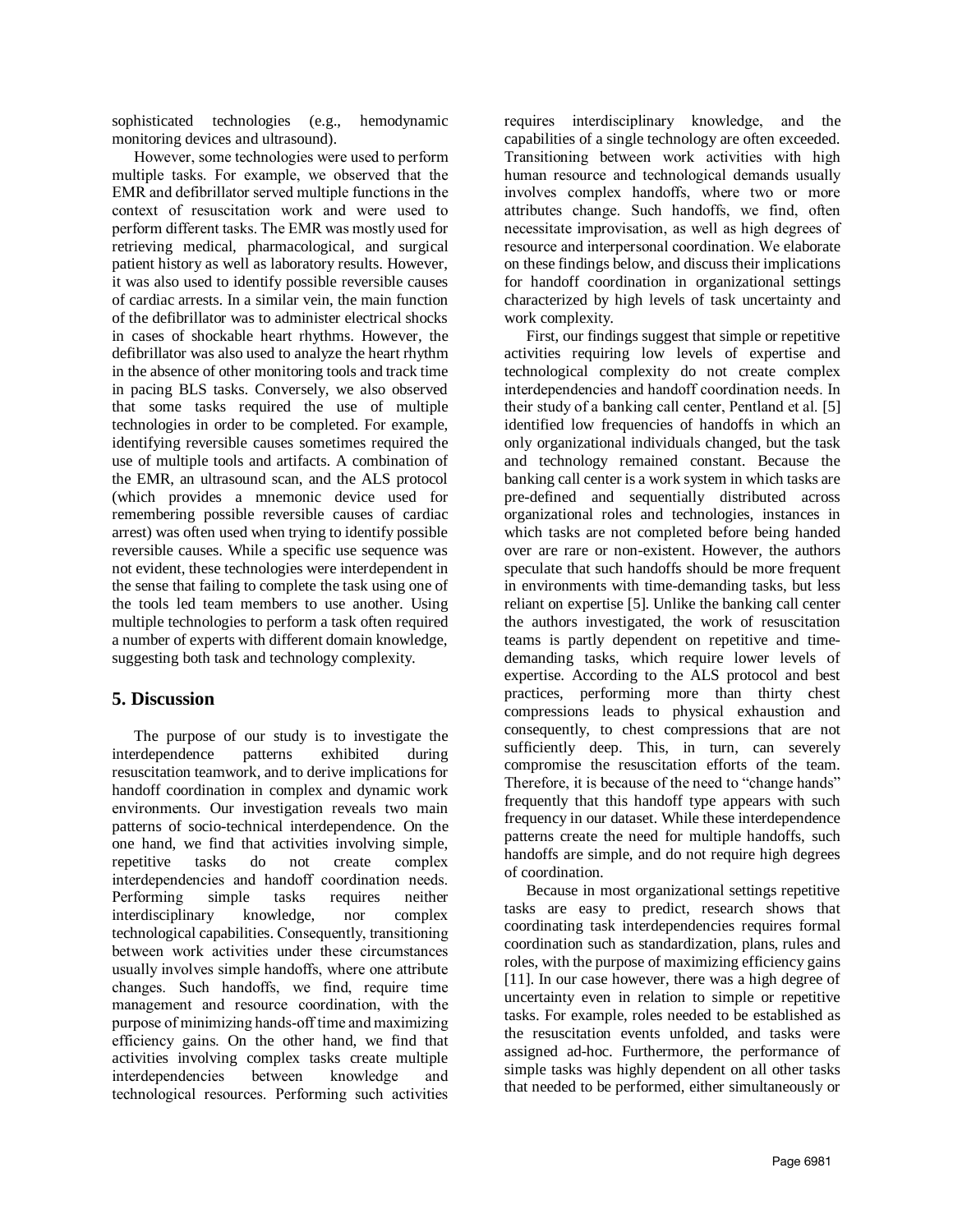sophisticated technologies (e.g., hemodynamic monitoring devices and ultrasound).

However, some technologies were used to perform multiple tasks. For example, we observed that the EMR and defibrillator served multiple functions in the context of resuscitation work and were used to perform different tasks. The EMR was mostly used for retrieving medical, pharmacological, and surgical patient history as well as laboratory results. However, it was also used to identify possible reversible causes of cardiac arrests. In a similar vein, the main function of the defibrillator was to administer electrical shocks in cases of shockable heart rhythms. However, the defibrillator was also used to analyze the heart rhythm in the absence of other monitoring tools and track time in pacing BLS tasks. Conversely, we also observed that some tasks required the use of multiple technologies in order to be completed. For example, identifying reversible causes sometimes required the use of multiple tools and artifacts. A combination of the EMR, an ultrasound scan, and the ALS protocol (which provides a mnemonic device used for remembering possible reversible causes of cardiac arrest) was often used when trying to identify possible reversible causes. While a specific use sequence was not evident, these technologies were interdependent in the sense that failing to complete the task using one of the tools led team members to use another. Using multiple technologies to perform a task often required a number of experts with different domain knowledge, suggesting both task and technology complexity.

## 5. Discussion

The purpose of our study is to investigate the interdependence patterns exhibited during resuscitation teamwork, and to derive implications for handoff coordination in complex and dynamic work environments. Our investigation reveals two main patterns of socio-technical interdependence. On the one hand, we find that activities involving simple, repetitive tasks do not create complex interdependencies and handoff coordination needs. Performing simple tasks requires neither interdisciplinary knowledge, nor complex technological capabilities. Consequently, transitioning between work activities under these circumstances usually involves simple handoffs, where one attribute changes. Such handoffs, we find, require time management and resource coordination, with the purpose of minimizing hands-off time and maximizing efficiency gains. On the other hand, we find that activities involving complex tasks create multiple interdependencies between knowledge and technological resources. Performing such activities requires interdisciplinary knowledge, and the capabilities of a single technology are often exceeded. Transitioning between work activities with high human resource and technological demands usually involves complex handoffs, where two or more attributes change. Such handoffs, we find, often necessitate improvisation, as well as high degrees of resource and interpersonal coordination. We elaborate on these findings below, and discuss their implications for handoff coordination in organizational settings characterized by high levels of task uncertainty and work complexity.

First, our findings suggest that simple or repetitive activities requiring low levels of expertise and technological complexity do not create complex interdependencies and handoff coordination needs. In their study of a banking call center, Pentland et al. [5] identified low frequencies of handoffs in which an only organizational individuals changed, but the task and technology remained constant. Because the banking call center is a work system in which tasks are pre-defined and sequentially distributed across organizational roles and technologies, instances in which tasks are not completed before being handed over are rare or non-existent. However, the authors speculate that such handoffs should be more frequent in environments with time-demanding tasks, but less reliant on expertise [5]. Unlike the banking call center the authors investigated, the work of resuscitation teams is partly dependent on repetitive and time-demanding tasks, which require lower levels of expertise. According to the ALS protocol and best practices, performing more than thirty chest compressions leads to physical exhaustion and consequently, to chest compressions that are not sufficiently deep. This, in turn, can severely compromise the resuscitation efforts of the team. Therefore, it is because of the need to "change hands" frequently that this handoff type appears with such frequency in our dataset. While these interdependence patterns create the need for multiple handoffs, such handoffs are simple, and do not require high degrees of coordination.

Because in most organizational settings repetitive tasks are easy to predict, research shows that coordinating task interdependencies requires formal coordination such as standardization, plans, rules and roles, with the purpose of maximizing efficiency gains [11]. In our case however, there was a high degree of uncertainty even in relation to simple or repetitive tasks. For example, roles needed to be established as the resuscitation events unfolded, and tasks were assigned ad-hoc. Furthermore, the performance of simple tasks was highly dependent on all other tasks that needed to be performed, either simultaneously or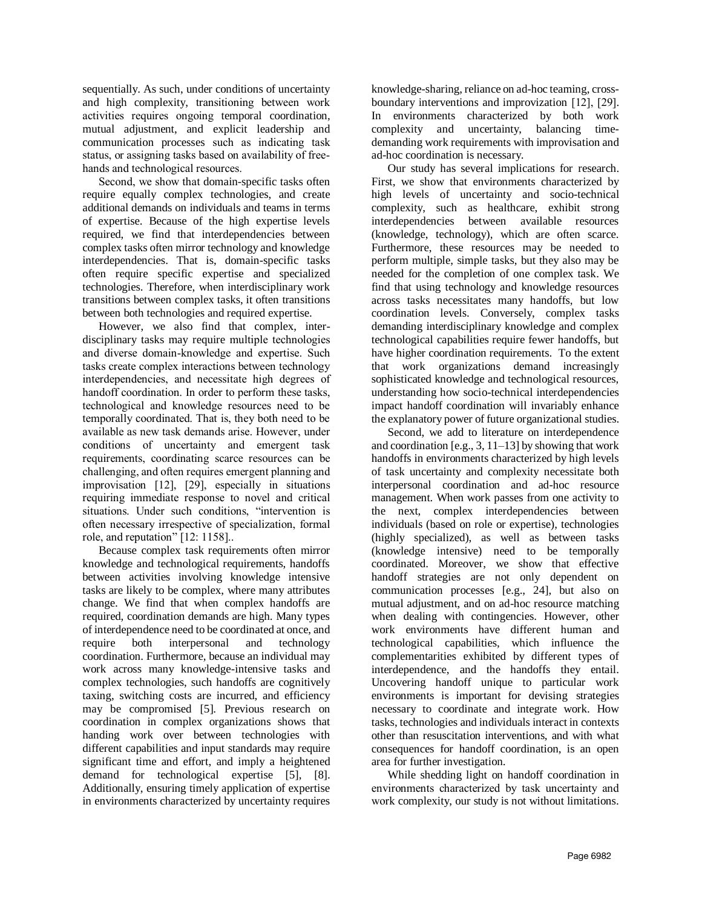sequentially. As such, under conditions of uncertainty and high complexity, transitioning between work activities requires ongoing temporal coordination, mutual adjustment, and explicit leadership and communication processes such as indicating task status, or assigning tasks based on availability of free-hands and technological resources.

Second, we show that domain-specific tasks often require equally complex technologies, and create additional demands on individuals and teams in terms of expertise. Because of the high expertise levels required, we find that interdependencies between complex tasks often mirror technology and knowledge interdependencies. That is, domain-specific tasks often require specific expertise and specialized technologies. Therefore, when interdisciplinary work transitions between complex tasks, it often transitions between both technologies and required expertise.

However, we also find that complex, inter-disciplinary tasks may require multiple technologies and diverse domain-knowledge and expertise. Such tasks create complex interactions between technology interdependencies, and necessitate high degrees of handoff coordination. In order to perform these tasks, technological and knowledge resources need to be temporally coordinated. That is, they both need to be available as new task demands arise. However, under conditions of uncertainty and emergent task requirements, coordinating scarce resources can be challenging, and often requires emergent planning and improvisation [12], [29], especially in situations requiring immediate response to novel and critical situations. Under such conditions, "intervention is often necessary irrespective of specialization, formal role, and reputation" [12: 1158]..

Because complex task requirements often mirror knowledge and technological requirements, handoffs between activities involving knowledge intensive tasks are likely to be complex, where many attributes change. We find that when complex handoffs are required, coordination demands are high. Many types of interdependence need to be coordinated at once, and require both interpersonal and technology coordination. Furthermore, because an individual may work across many knowledge-intensive tasks and complex technologies, such handoffs are cognitively taxing, switching costs are incurred, and efficiency may be compromised [5]. Previous research on coordination in complex organizations shows that handing work over between technologies with different capabilities and input standards may require significant time and effort, and imply a heightened demand for technological expertise [5], [8]. Additionally, ensuring timely application of expertise in environments characterized by uncertainty requires knowledge-sharing, reliance on ad-hoc teaming, cross-boundary interventions and improvization [12], [29]. In environments characterized by both work complexity and uncertainty, balancing time-demanding work requirements with improvisation and ad-hoc coordination is necessary.

Our study has several implications for research. First, we show that environments characterized by high levels of uncertainty and socio-technical complexity, such as healthcare, exhibit strong interdependencies between available resources (knowledge, technology), which are often scarce. Furthermore, these resources may be needed to perform multiple, simple tasks, but they also may be needed for the completion of one complex task. We find that using technology and knowledge resources across tasks necessitates many handoffs, but low coordination levels. Conversely, complex tasks demanding interdisciplinary knowledge and complex technological capabilities require fewer handoffs, but have higher coordination requirements. To the extent that work organizations demand increasingly sophisticated knowledge and technological resources, understanding how socio-technical interdependencies impact handoff coordination will invariably enhance the explanatory power of future organizational studies.

Second, we add to literature on interdependence and coordination [e.g., 3, 11–13] by showing that work handoffs in environments characterized by high levels of task uncertainty and complexity necessitate both interpersonal coordination and ad-hoc resource management. When work passes from one activity to the next, complex interdependencies between individuals (based on role or expertise), technologies (highly specialized), as well as between tasks (knowledge intensive) need to be temporally coordinated. Moreover, we show that effective handoff strategies are not only dependent on communication processes [e.g., 24], but also on mutual adjustment, and on ad-hoc resource matching when dealing with contingencies. However, other work environments have different human and technological capabilities, which influence the complementarities exhibited by different types of interdependence, and the handoffs they entail. Uncovering handoff unique to particular work environments is important for devising strategies necessary to coordinate and integrate work. How tasks, technologies and individuals interact in contexts other than resuscitation interventions, and with what consequences for handoff coordination, is an open area for further investigation.

While shedding light on handoff coordination in environments characterized by task uncertainty and work complexity, our study is not without limitations.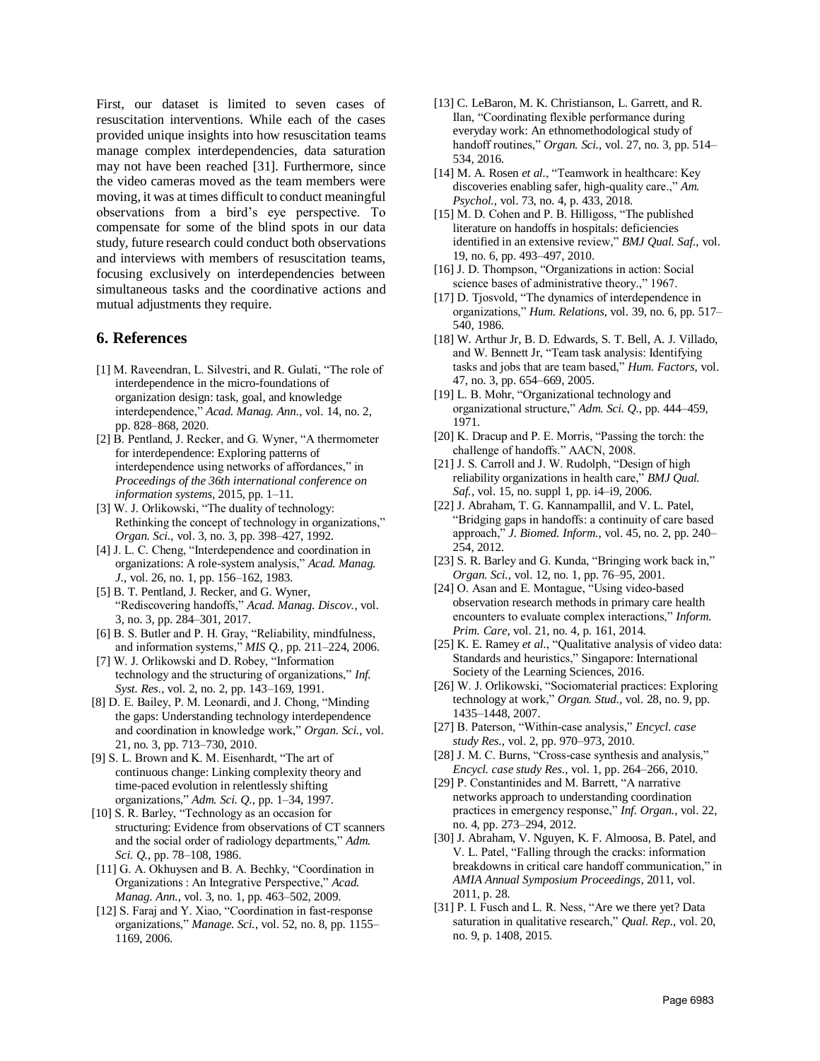First, our dataset is limited to seven cases of resuscitation interventions. While each of the cases provided unique insights into how resuscitation teams manage complex interdependencies, data saturation may not have been reached [31]. Furthermore, since the video cameras moved as the team members were moving, it was at times difficult to conduct meaningful observations from a bird's eye perspective. To compensate for some of the blind spots in our data study, future research could conduct both observations and interviews with members of resuscitation teams, focusing exclusively on interdependencies between simultaneous tasks and the coordinative actions and mutual adjustments they require.

## 6. References

[1] M. Raveendran, L. Silvestri, and R. Gulati, "The role of interdependence in the micro-foundations of organization design: task, goal, and knowledge interdependence," *Acad. Manag. Ann.*, vol. 14, no. 2, pp. 828–868, 2020.

[2] B. Pentland, J. Recker, and G. Wyner, "A thermometer for interdependence: Exploring patterns of interdependence using networks of affordances," in *Proceedings of the 36th international conference on information systems*, 2015, pp. 1–11.

[3] W. J. Orlikowski, "The duality of technology: Rethinking the concept of technology in organizations," *Organ. Sci.*, vol. 3, no. 3, pp. 398–427, 1992.

[4] J. L. C. Cheng, "Interdependence and coordination in organizations: A role-system analysis," *Acad. Manag. J.*, vol. 26, no. 1, pp. 156–162, 1983.

[5] B. T. Pentland, J. Recker, and G. Wyner, "Rediscovering handoffs," *Acad. Manag. Discov.*, vol. 3, no. 3, pp. 284–301, 2017.

[6] B. S. Butler and P. H. Gray, "Reliability, mindfulness, and information systems," *MIS Q.*, pp. 211–224, 2006.

[7] W. J. Orlikowski and D. Robey, "Information technology and the structuring of organizations," *Inf. Syst. Res.*, vol. 2, no. 2, pp. 143–169, 1991.

[8] D. E. Bailey, P. M. Leonardi, and J. Chong, "Minding the gaps: Understanding technology interdependence and coordination in knowledge work," *Organ. Sci.*, vol. 21, no. 3, pp. 713–730, 2010.

[9] S. L. Brown and K. M. Eisenhardt, "The art of continuous change: Linking complexity theory and time-paced evolution in relentlessly shifting organizations," *Adm. Sci. Q.*, pp. 1–34, 1997.

[10] S. R. Barley, "Technology as an occasion for structuring: Evidence from observations of CT scanners and the social order of radiology departments," *Adm. Sci. Q.*, pp. 78–108, 1986.

[11] G. A. Okhuysen and B. A. Bechky, "Coordination in Organizations : An Integrative Perspective," *Acad. Manag. Ann.*, vol. 3, no. 1, pp. 463–502, 2009.

[12] S. Faraj and Y. Xiao, "Coordination in fast-response organizations," *Manage. Sci.*, vol. 52, no. 8, pp. 1155–1169, 2006.

[13] C. LeBaron, M. K. Christianson, L. Garrett, and R. Ilan, "Coordinating flexible performance during everyday work: An ethnomethodological study of handoff routines," *Organ. Sci.*, vol. 27, no. 3, pp. 514–534, 2016.

[14] M. A. Rosen *et al.*, "Teamwork in healthcare: Key discoveries enabling safer, high-quality care.," *Am. Psychol.*, vol. 73, no. 4, p. 433, 2018.

[15] M. D. Cohen and P. B. Hilligoss, "The published literature on handoffs in hospitals: deficiencies identified in an extensive review," *BMJ Qual. Saf.*, vol. 19, no. 6, pp. 493–497, 2010.

[16] J. D. Thompson, "Organizations in action: Social science bases of administrative theory.," 1967.

[17] D. Tjosvold, "The dynamics of interdependence in organizations," *Hum. Relations*, vol. 39, no. 6, pp. 517–540, 1986.

[18] W. Arthur Jr, B. D. Edwards, S. T. Bell, A. J. Villado, and W. Bennett Jr, "Team task analysis: Identifying tasks and jobs that are team based," *Hum. Factors*, vol. 47, no. 3, pp. 654–669, 2005.

[19] L. B. Mohr, "Organizational technology and organizational structure," *Adm. Sci. Q.*, pp. 444–459, 1971.

[20] K. Dracup and P. E. Morris, "Passing the torch: the challenge of handoffs." AACN, 2008.

[21] J. S. Carroll and J. W. Rudolph, "Design of high reliability organizations in health care," *BMJ Qual. Saf.*, vol. 15, no. suppl 1, pp. i4–i9, 2006.

[22] J. Abraham, T. G. Kannampallil, and V. L. Patel, "Bridging gaps in handoffs: a continuity of care based approach," *J. Biomed. Inform.*, vol. 45, no. 2, pp. 240–254, 2012.

[23] S. R. Barley and G. Kunda, "Bringing work back in," *Organ. Sci.*, vol. 12, no. 1, pp. 76–95, 2001.

[24] O. Asan and E. Montague, "Using video-based observation research methods in primary care health encounters to evaluate complex interactions," *Inform. Prim. Care*, vol. 21, no. 4, p. 161, 2014.

[25] K. E. Ramey *et al.*, "Qualitative analysis of video data: Standards and heuristics," Singapore: International Society of the Learning Sciences, 2016.

[26] W. J. Orlikowski, "Sociomaterial practices: Exploring technology at work," *Organ. Stud.*, vol. 28, no. 9, pp. 1435–1448, 2007.

[27] B. Paterson, "Within-case analysis," *Encycl. case study Res.*, vol. 2, pp. 970–973, 2010.

[28] J. M. C. Burns, "Cross-case synthesis and analysis," *Encycl. case study Res.*, vol. 1, pp. 264–266, 2010.

[29] P. Constantinides and M. Barrett, "A narrative networks approach to understanding coordination practices in emergency response," *Inf. Organ.*, vol. 22, no. 4, pp. 273–294, 2012.

[30] J. Abraham, V. Nguyen, K. F. Almoosa, B. Patel, and V. L. Patel, "Falling through the cracks: information breakdowns in critical care handoff communication," in *AMIA Annual Symposium Proceedings*, 2011, vol. 2011, p. 28.

[31] P. I. Fusch and L. R. Ness, "Are we there yet? Data saturation in qualitative research," *Qual. Rep.*, vol. 20, no. 9, p. 1408, 2015.